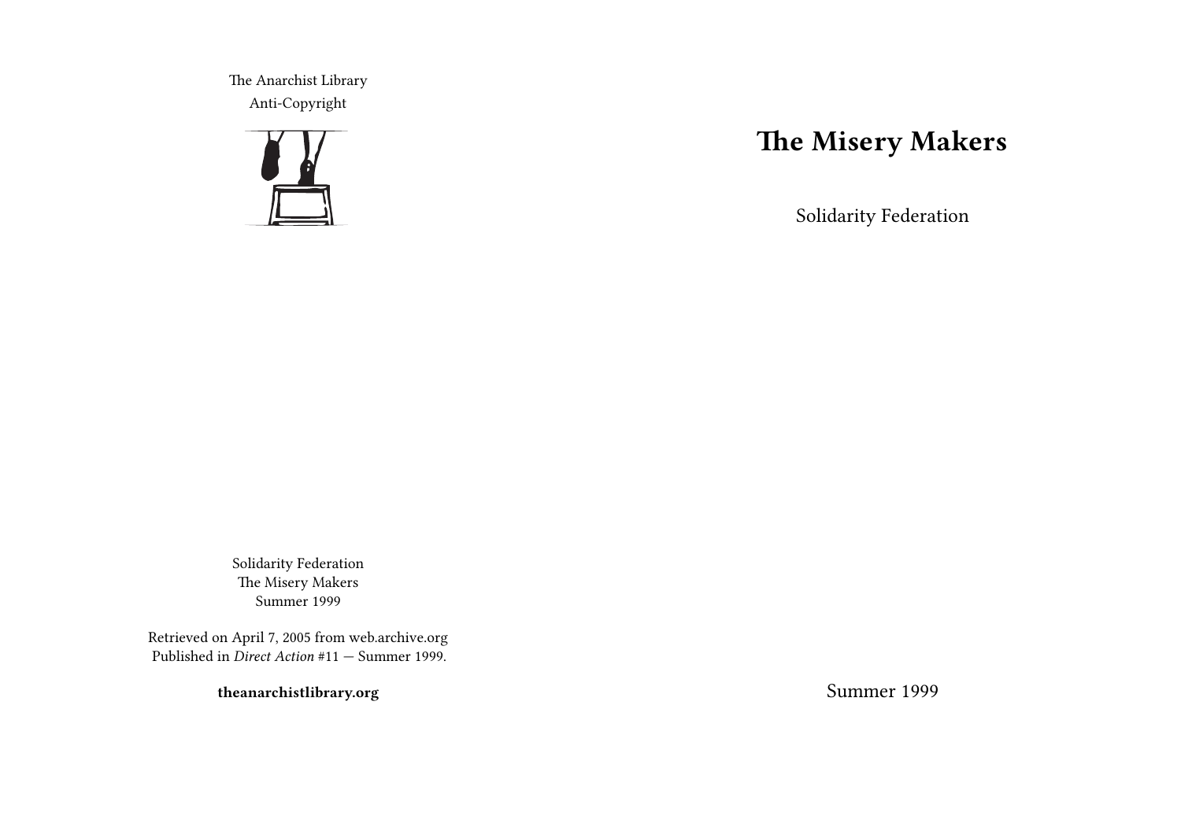# The Misery Makers

Solidarity Federation

Summer 1999

The Anarchist Library
Anti-Copyright

Solidarity Federation
The Misery Makers
Summer 1999

Retrieved on April 7, 2005 from web.archive.org
Published in *Direct Action* #11 — Summer 1999.

**theanarchistlibrary.org**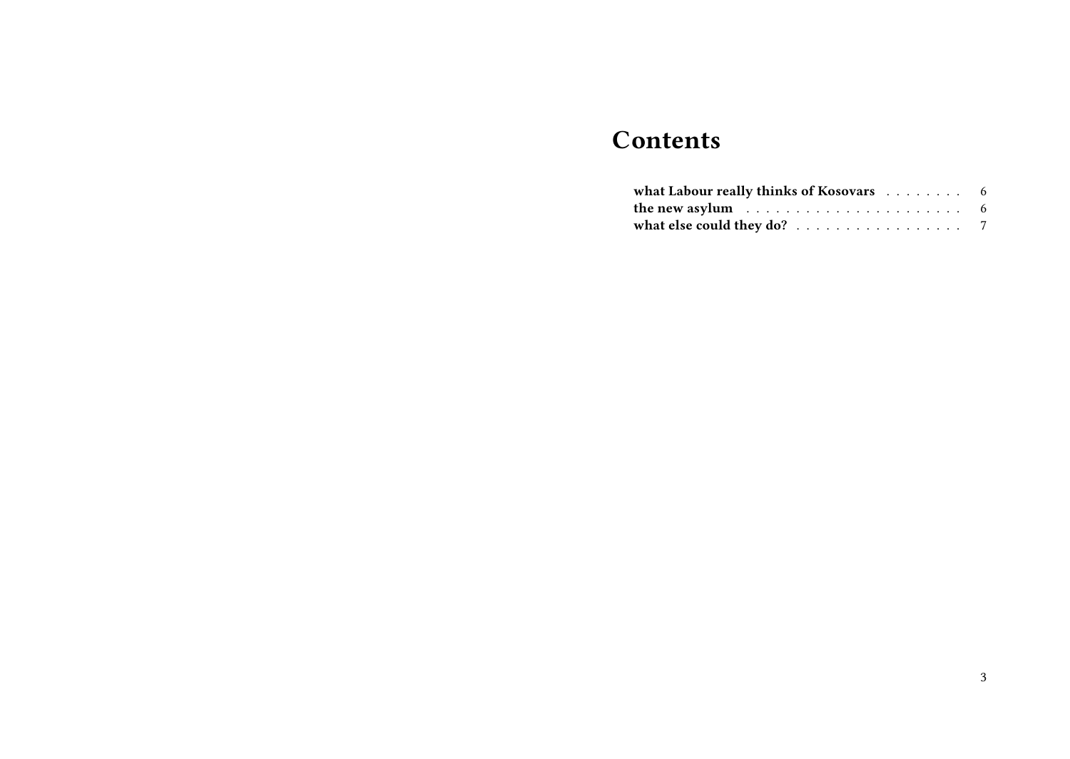# Contents

- **what Labour really thinks of Kosovars** . . . . . . . . 6
- **the new asylum** . . . . . . . . . . . . . . . . . . . . . 6
- **what else could they do?** . . . . . . . . . . . . . . . . 7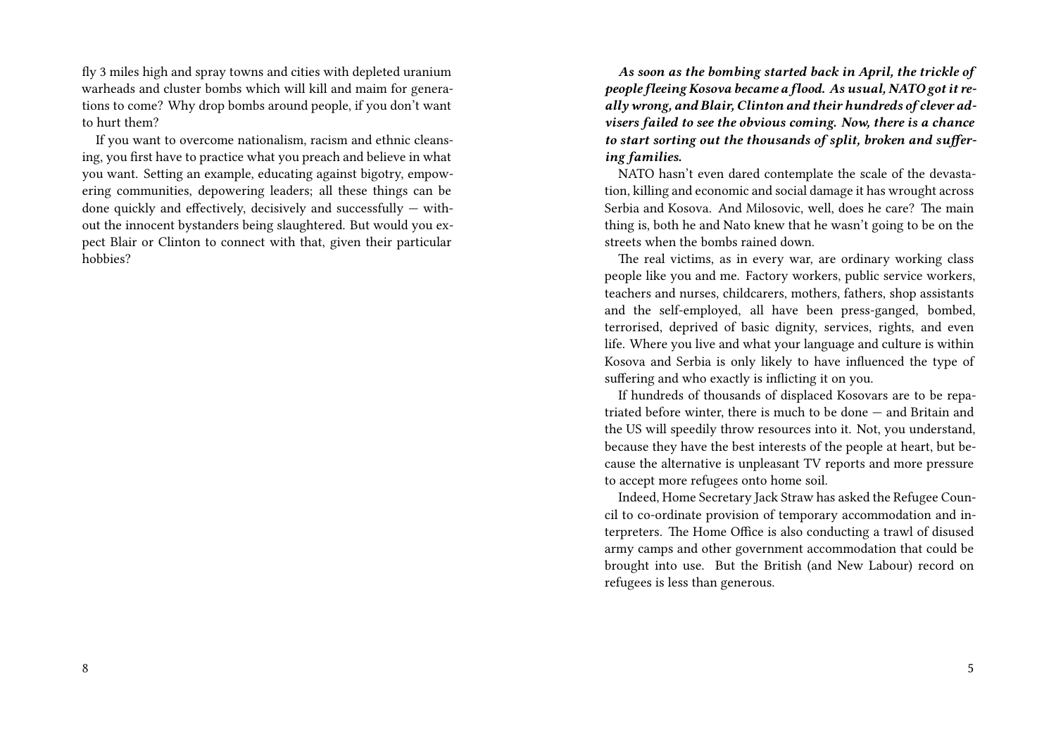fly 3 miles high and spray towns and cities with depleted uranium warheads and cluster bombs which will kill and maim for generations to come? Why drop bombs around people, if you don't want to hurt them?

If you want to overcome nationalism, racism and ethnic cleansing, you first have to practice what you preach and believe in what you want. Setting an example, educating against bigotry, empowering communities, depowering leaders; all these things can be done quickly and effectively, decisively and successfully — without the innocent bystanders being slaughtered. But would you expect Blair or Clinton to connect with that, given their particular hobbies?

***As soon as the bombing started back in April, the trickle of people fleeing Kosova became a flood. As usual, NATO got it really wrong, and Blair, Clinton and their hundreds of clever advisers failed to see the obvious coming. Now, there is a chance to start sorting out the thousands of split, broken and suffering families.***

NATO hasn't even dared contemplate the scale of the devastation, killing and economic and social damage it has wrought across Serbia and Kosova. And Milosovic, well, does he care? The main thing is, both he and Nato knew that he wasn't going to be on the streets when the bombs rained down.

The real victims, as in every war, are ordinary working class people like you and me. Factory workers, public service workers, teachers and nurses, childcarers, mothers, fathers, shop assistants and the self-employed, all have been press-ganged, bombed, terrorised, deprived of basic dignity, services, rights, and even life. Where you live and what your language and culture is within Kosova and Serbia is only likely to have influenced the type of suffering and who exactly is inflicting it on you.

If hundreds of thousands of displaced Kosovars are to be repatriated before winter, there is much to be done — and Britain and the US will speedily throw resources into it. Not, you understand, because they have the best interests of the people at heart, but because the alternative is unpleasant TV reports and more pressure to accept more refugees onto home soil.

Indeed, Home Secretary Jack Straw has asked the Refugee Council to co-ordinate provision of temporary accommodation and interpreters. The Home Office is also conducting a trawl of disused army camps and other government accommodation that could be brought into use. But the British (and New Labour) record on refugees is less than generous.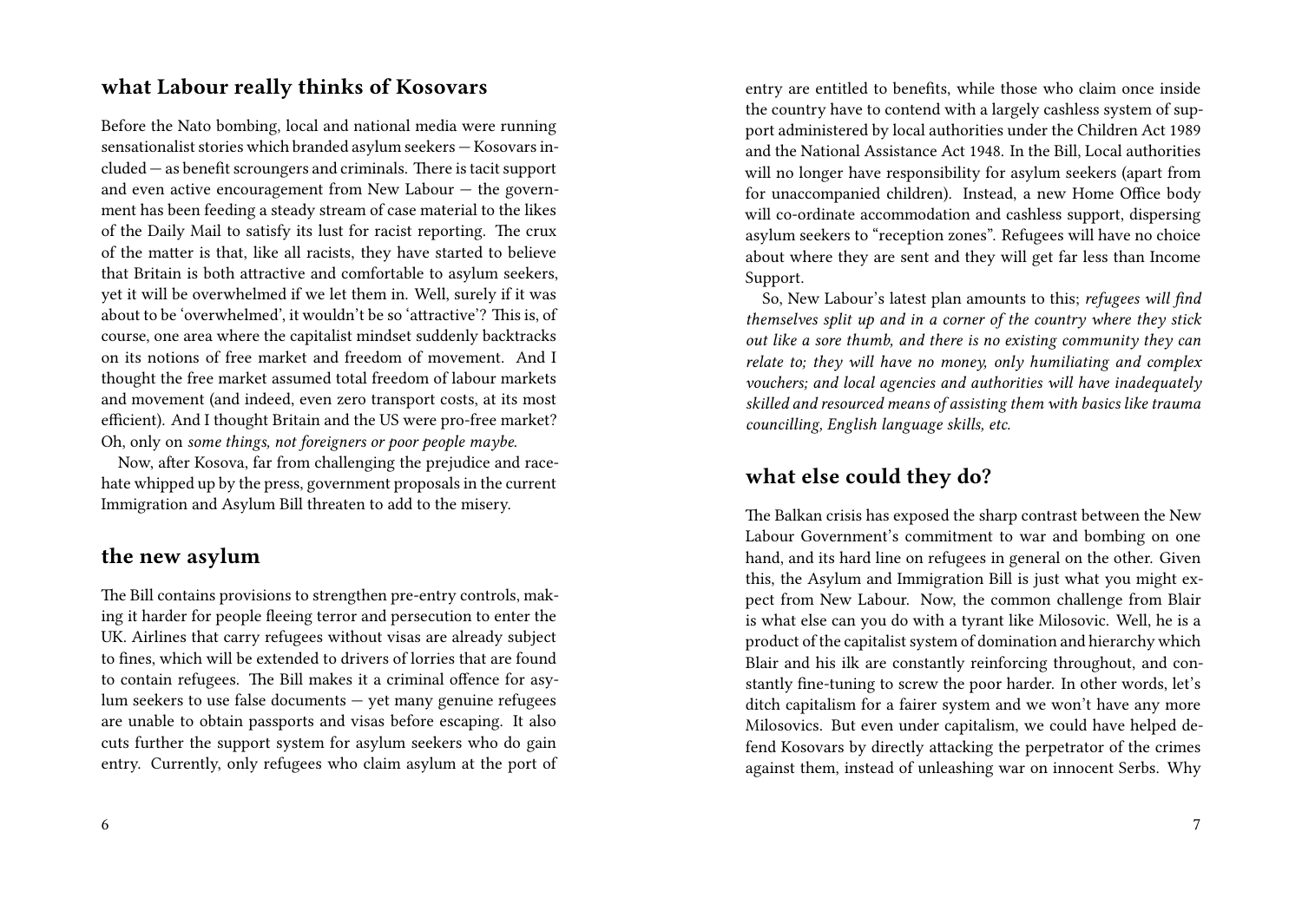## what Labour really thinks of Kosovars

Before the Nato bombing, local and national media were running sensationalist stories which branded asylum seekers — Kosovars included — as benefit scroungers and criminals. There is tacit support and even active encouragement from New Labour — the government has been feeding a steady stream of case material to the likes of the Daily Mail to satisfy its lust for racist reporting. The crux of the matter is that, like all racists, they have started to believe that Britain is both attractive and comfortable to asylum seekers, yet it will be overwhelmed if we let them in. Well, surely if it was about to be 'overwhelmed', it wouldn't be so 'attractive'? This is, of course, one area where the capitalist mindset suddenly backtracks on its notions of free market and freedom of movement. And I thought the free market assumed total freedom of labour markets and movement (and indeed, even zero transport costs, at its most efficient). And I thought Britain and the US were pro-free market? Oh, only on *some things, not foreigners or poor people maybe.*

Now, after Kosova, far from challenging the prejudice and race-hate whipped up by the press, government proposals in the current Immigration and Asylum Bill threaten to add to the misery.

## the new asylum

The Bill contains provisions to strengthen pre-entry controls, making it harder for people fleeing terror and persecution to enter the UK. Airlines that carry refugees without visas are already subject to fines, which will be extended to drivers of lorries that are found to contain refugees. The Bill makes it a criminal offence for asylum seekers to use false documents — yet many genuine refugees are unable to obtain passports and visas before escaping. It also cuts further the support system for asylum seekers who do gain entry. Currently, only refugees who claim asylum at the port of entry are entitled to benefits, while those who claim once inside the country have to contend with a largely cashless system of support administered by local authorities under the Children Act 1989 and the National Assistance Act 1948. In the Bill, Local authorities will no longer have responsibility for asylum seekers (apart from for unaccompanied children). Instead, a new Home Office body will co-ordinate accommodation and cashless support, dispersing asylum seekers to "reception zones". Refugees will have no choice about where they are sent and they will get far less than Income Support.

So, New Labour's latest plan amounts to this; *refugees will find themselves split up and in a corner of the country where they stick out like a sore thumb, and there is no existing community they can relate to; they will have no money, only humiliating and complex vouchers; and local agencies and authorities will have inadequately skilled and resourced means of assisting them with basics like trauma councilling, English language skills, etc.*

## what else could they do?

The Balkan crisis has exposed the sharp contrast between the New Labour Government's commitment to war and bombing on one hand, and its hard line on refugees in general on the other. Given this, the Asylum and Immigration Bill is just what you might expect from New Labour. Now, the common challenge from Blair is what else can you do with a tyrant like Milosovic. Well, he is a product of the capitalist system of domination and hierarchy which Blair and his ilk are constantly reinforcing throughout, and constantly fine-tuning to screw the poor harder. In other words, let's ditch capitalism for a fairer system and we won't have any more Milosovics. But even under capitalism, we could have helped defend Kosovars by directly attacking the perpetrator of the crimes against them, instead of unleashing war on innocent Serbs. Why